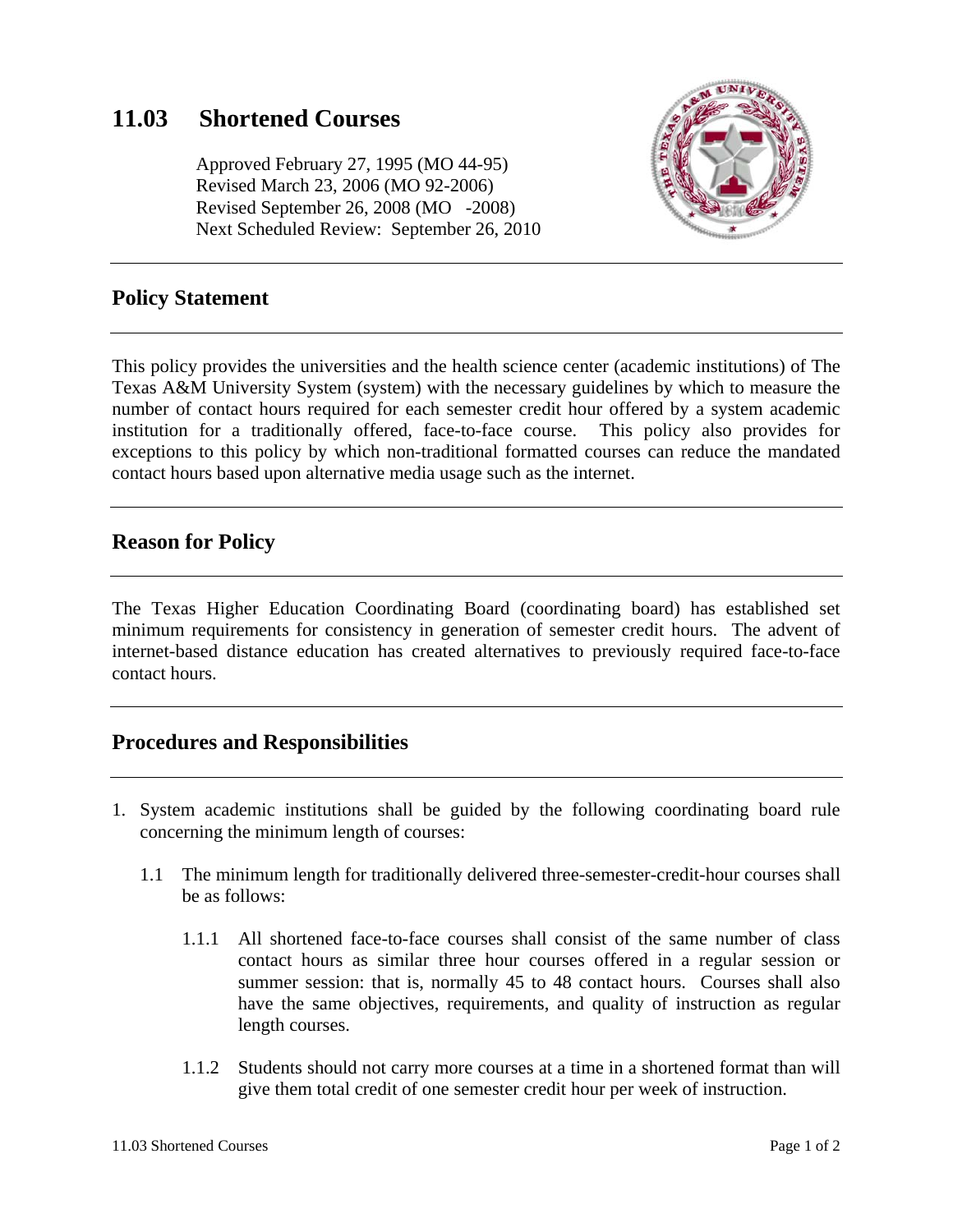# 11.03 Shortened Courses

Approved February 27, 1995 (MO 44-95)
Revised March 23, 2006 (MO 92-2006)
Revised September 26, 2008 (MO -2008)
Next Scheduled Review: September 26, 2010

## Policy Statement

This policy provides the universities and the health science center (academic institutions) of The Texas A&M University System (system) with the necessary guidelines by which to measure the number of contact hours required for each semester credit hour offered by a system academic institution for a traditionally offered, face-to-face course. This policy also provides for exceptions to this policy by which non-traditional formatted courses can reduce the mandated contact hours based upon alternative media usage such as the internet.

## Reason for Policy

The Texas Higher Education Coordinating Board (coordinating board) has established set minimum requirements for consistency in generation of semester credit hours. The advent of internet-based distance education has created alternatives to previously required face-to-face contact hours.

## Procedures and Responsibilities

1. System academic institutions shall be guided by the following coordinating board rule concerning the minimum length of courses:

   1.1 The minimum length for traditionally delivered three-semester-credit-hour courses shall be as follows:

      1.1.1 All shortened face-to-face courses shall consist of the same number of class contact hours as similar three hour courses offered in a regular session or summer session: that is, normally 45 to 48 contact hours. Courses shall also have the same objectives, requirements, and quality of instruction as regular length courses.

      1.1.2 Students should not carry more courses at a time in a shortened format than will give them total credit of one semester credit hour per week of instruction.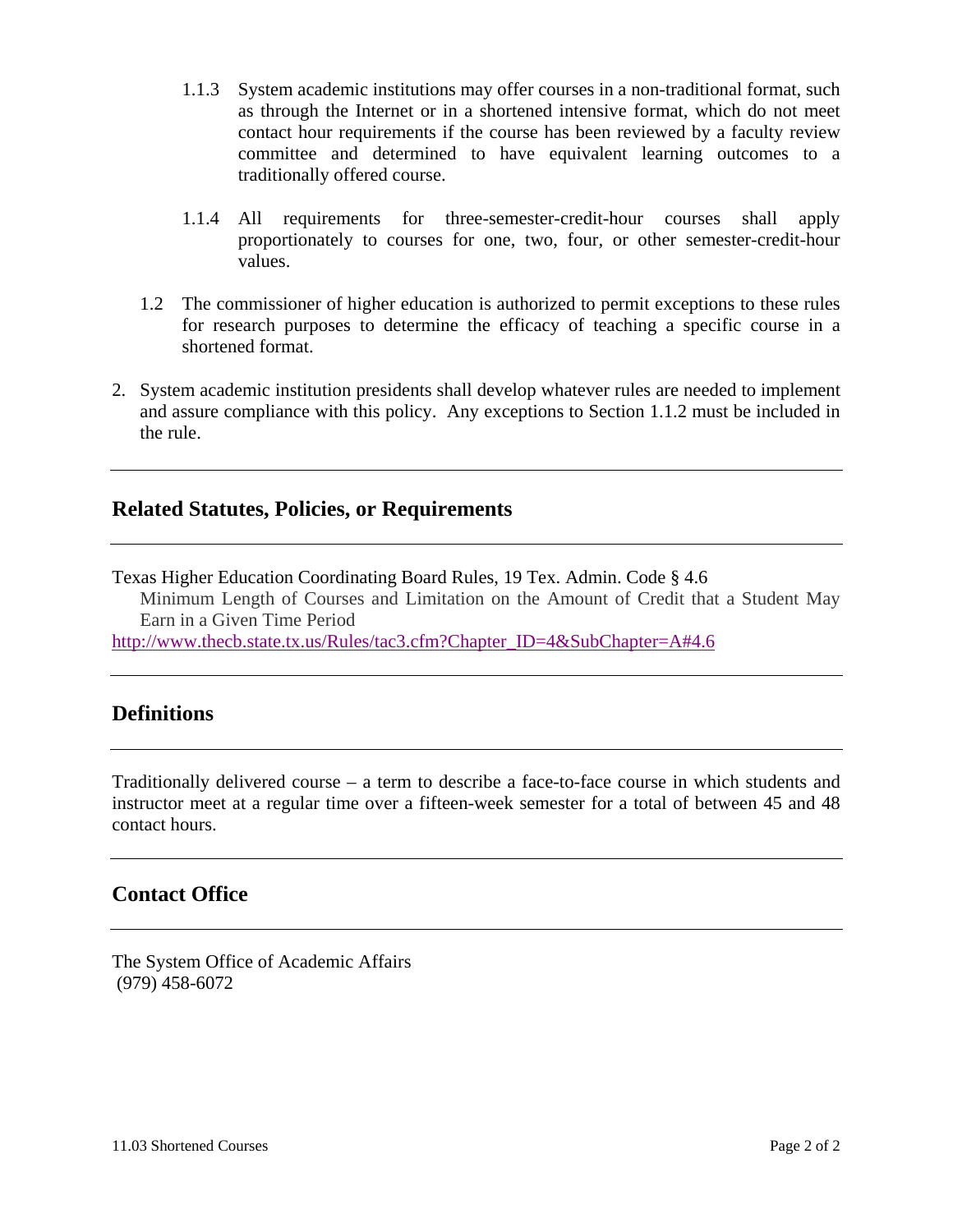1.1.3 System academic institutions may offer courses in a non-traditional format, such as through the Internet or in a shortened intensive format, which do not meet contact hour requirements if the course has been reviewed by a faculty review committee and determined to have equivalent learning outcomes to a traditionally offered course.

1.1.4 All requirements for three-semester-credit-hour courses shall apply proportionately to courses for one, two, four, or other semester-credit-hour values.

1.2 The commissioner of higher education is authorized to permit exceptions to these rules for research purposes to determine the efficacy of teaching a specific course in a shortened format.

2. System academic institution presidents shall develop whatever rules are needed to implement and assure compliance with this policy. Any exceptions to Section 1.1.2 must be included in the rule.

## Related Statutes, Policies, or Requirements

Texas Higher Education Coordinating Board Rules, 19 Tex. Admin. Code § 4.6
Minimum Length of Courses and Limitation on the Amount of Credit that a Student May Earn in a Given Time Period
http://www.thecb.state.tx.us/Rules/tac3.cfm?Chapter_ID=4&SubChapter=A#4.6

## Definitions

Traditionally delivered course – a term to describe a face-to-face course in which students and instructor meet at a regular time over a fifteen-week semester for a total of between 45 and 48 contact hours.

## Contact Office

The System Office of Academic Affairs
(979) 458-6072